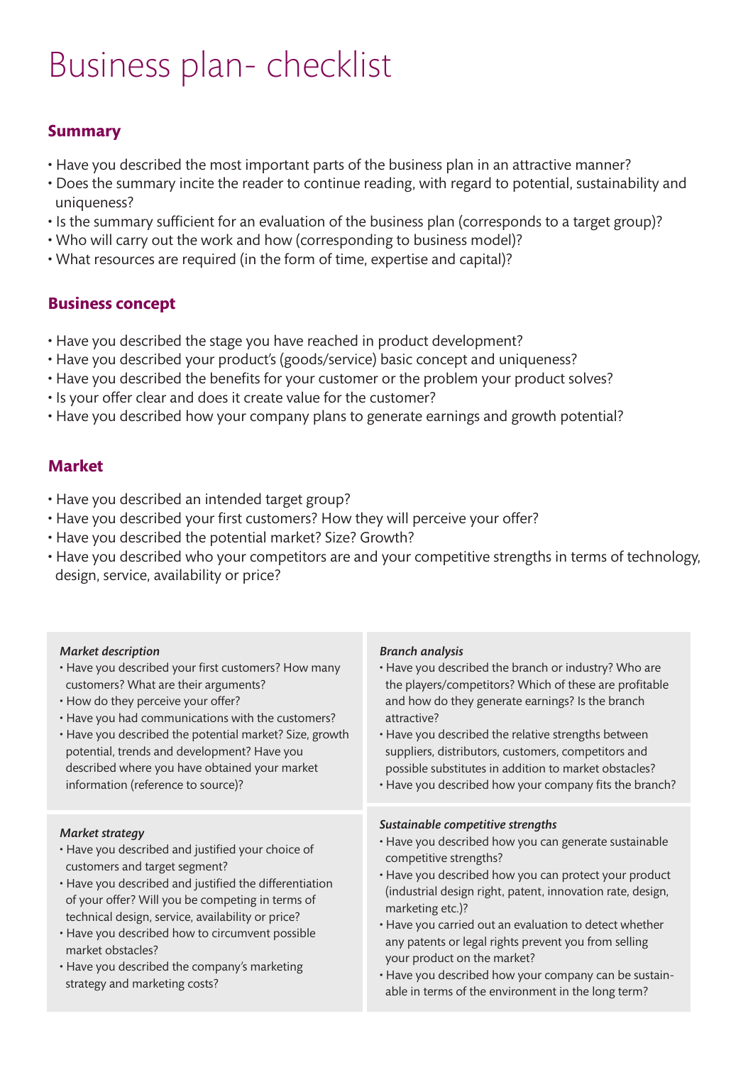# Business plan- checklist

## Summary

- Have you described the most important parts of the business plan in an attractive manner?
- Does the summary incite the reader to continue reading, with regard to potential, sustainability and uniqueness?
- Is the summary sufficient for an evaluation of the business plan (corresponds to a target group)?
- Who will carry out the work and how (corresponding to business model)?
- What resources are required (in the form of time, expertise and capital)?

## Business concept

- Have you described the stage you have reached in product development?
- Have you described your product's (goods/service) basic concept and uniqueness?
- Have you described the benefits for your customer or the problem your product solves?
- Is your offer clear and does it create value for the customer?
- Have you described how your company plans to generate earnings and growth potential?

## Market

- Have you described an intended target group?
- Have you described your first customers? How they will perceive your offer?
- Have you described the potential market? Size? Growth?
- Have you described who your competitors are and your competitive strengths in terms of technology, design, service, availability or price?

***Market description***

- Have you described your first customers? How many customers? What are their arguments?
- How do they perceive your offer?
- Have you had communications with the customers?
- Have you described the potential market? Size, growth potential, trends and development? Have you described where you have obtained your market information (reference to source)?

***Market strategy***

- Have you described and justified your choice of customers and target segment?
- Have you described and justified the differentiation of your offer? Will you be competing in terms of technical design, service, availability or price?
- Have you described how to circumvent possible market obstacles?
- Have you described the company's marketing strategy and marketing costs?

***Branch analysis***

- Have you described the branch or industry? Who are the players/competitors? Which of these are profitable and how do they generate earnings? Is the branch attractive?
- Have you described the relative strengths between suppliers, distributors, customers, competitors and possible substitutes in addition to market obstacles?
- Have you described how your company fits the branch?

***Sustainable competitive strengths***

- Have you described how you can generate sustainable competitive strengths?
- Have you described how you can protect your product (industrial design right, patent, innovation rate, design, marketing etc.)?
- Have you carried out an evaluation to detect whether any patents or legal rights prevent you from selling your product on the market?
- Have you described how your company can be sustainable in terms of the environment in the long term?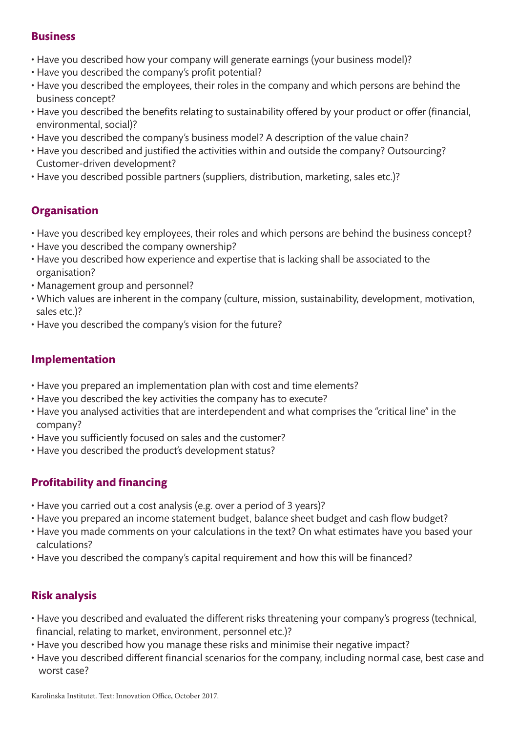## Business

- Have you described how your company will generate earnings (your business model)?
- Have you described the company's profit potential?
- Have you described the employees, their roles in the company and which persons are behind the business concept?
- Have you described the benefits relating to sustainability offered by your product or offer (financial, environmental, social)?
- Have you described the company's business model? A description of the value chain?
- Have you described and justified the activities within and outside the company? Outsourcing? Customer-driven development?
- Have you described possible partners (suppliers, distribution, marketing, sales etc.)?

## Organisation

- Have you described key employees, their roles and which persons are behind the business concept?
- Have you described the company ownership?
- Have you described how experience and expertise that is lacking shall be associated to the organisation?
- Management group and personnel?
- Which values are inherent in the company (culture, mission, sustainability, development, motivation, sales etc.)?
- Have you described the company's vision for the future?

## Implementation

- Have you prepared an implementation plan with cost and time elements?
- Have you described the key activities the company has to execute?
- Have you analysed activities that are interdependent and what comprises the "critical line" in the company?
- Have you sufficiently focused on sales and the customer?
- Have you described the product's development status?

## Profitability and financing

- Have you carried out a cost analysis (e.g. over a period of 3 years)?
- Have you prepared an income statement budget, balance sheet budget and cash flow budget?
- Have you made comments on your calculations in the text? On what estimates have you based your calculations?
- Have you described the company's capital requirement and how this will be financed?

## Risk analysis

- Have you described and evaluated the different risks threatening your company's progress (technical, financial, relating to market, environment, personnel etc.)?
- Have you described how you manage these risks and minimise their negative impact?
- Have you described different financial scenarios for the company, including normal case, best case and worst case?

Karolinska Institutet. Text: Innovation Office, October 2017.